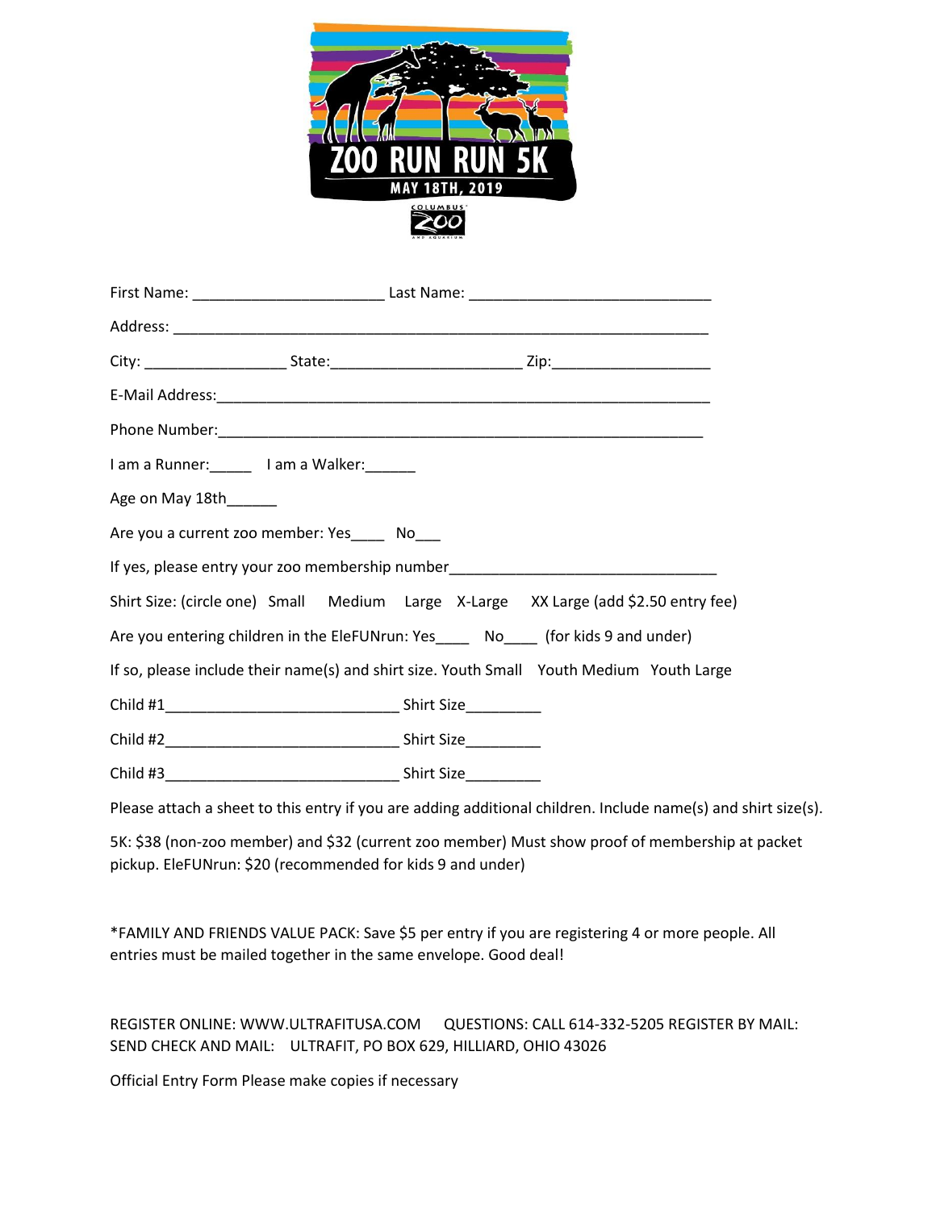# ZOO RUN RUN 5K

MAY 18TH, 2019

COLUMBUS ZOO AND AQUARIUM

First Name: _______________________ Last Name: _____________________________

Address: _________________________________________________________________

City: _________________ State:_______________________ Zip:___________________

E-Mail Address:___________________________________________________________

Phone Number:___________________________________________________________

I am a Runner:_____ I am a Walker:______

Age on May 18th______

Are you a current zoo member: Yes____ No___

If yes, please entry your zoo membership number________________________________

Shirt Size: (circle one) Small Medium Large X-Large XX Large (add $2.50 entry fee)

Are you entering children in the EleFUNrun: Yes____ No____ (for kids 9 and under)

If so, please include their name(s) and shirt size. Youth Small Youth Medium Youth Large

Child #1____________________________ Shirt Size_________

Child #2____________________________ Shirt Size_________

Child #3____________________________ Shirt Size_________

Please attach a sheet to this entry if you are adding additional children. Include name(s) and shirt size(s).

5K: $38 (non-zoo member) and $32 (current zoo member) Must show proof of membership at packet pickup. EleFUNrun: $20 (recommended for kids 9 and under)

*FAMILY AND FRIENDS VALUE PACK: Save $5 per entry if you are registering 4 or more people. All entries must be mailed together in the same envelope. Good deal!

REGISTER ONLINE: WWW.ULTRAFITUSA.COM QUESTIONS: CALL 614-332-5205 REGISTER BY MAIL: SEND CHECK AND MAIL: ULTRAFIT, PO BOX 629, HILLIARD, OHIO 43026

Official Entry Form Please make copies if necessary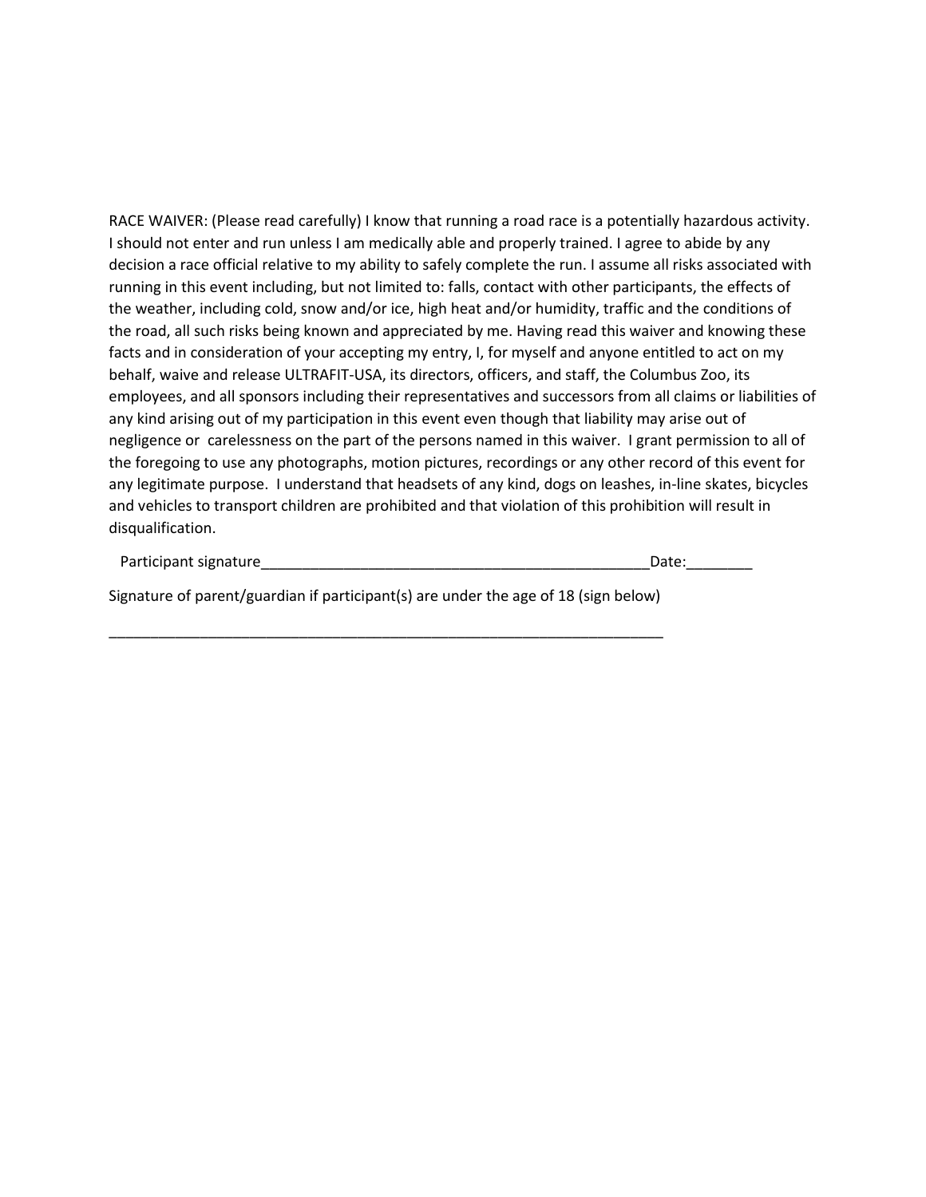RACE WAIVER: (Please read carefully) I know that running a road race is a potentially hazardous activity. I should not enter and run unless I am medically able and properly trained. I agree to abide by any decision a race official relative to my ability to safely complete the run. I assume all risks associated with running in this event including, but not limited to: falls, contact with other participants, the effects of the weather, including cold, snow and/or ice, high heat and/or humidity, traffic and the conditions of the road, all such risks being known and appreciated by me. Having read this waiver and knowing these facts and in consideration of your accepting my entry, I, for myself and anyone entitled to act on my behalf, waive and release ULTRAFIT-USA, its directors, officers, and staff, the Columbus Zoo, its employees, and all sponsors including their representatives and successors from all claims or liabilities of any kind arising out of my participation in this event even though that liability may arise out of negligence or carelessness on the part of the persons named in this waiver. I grant permission to all of the foregoing to use any photographs, motion pictures, recordings or any other record of this event for any legitimate purpose. I understand that headsets of any kind, dogs on leashes, in-line skates, bicycles and vehicles to transport children are prohibited and that violation of this prohibition will result in disqualification.

Participant signature_________________________________________________Date:________

Signature of parent/guardian if participant(s) are under the age of 18 (sign below)

______________________________________________________________________